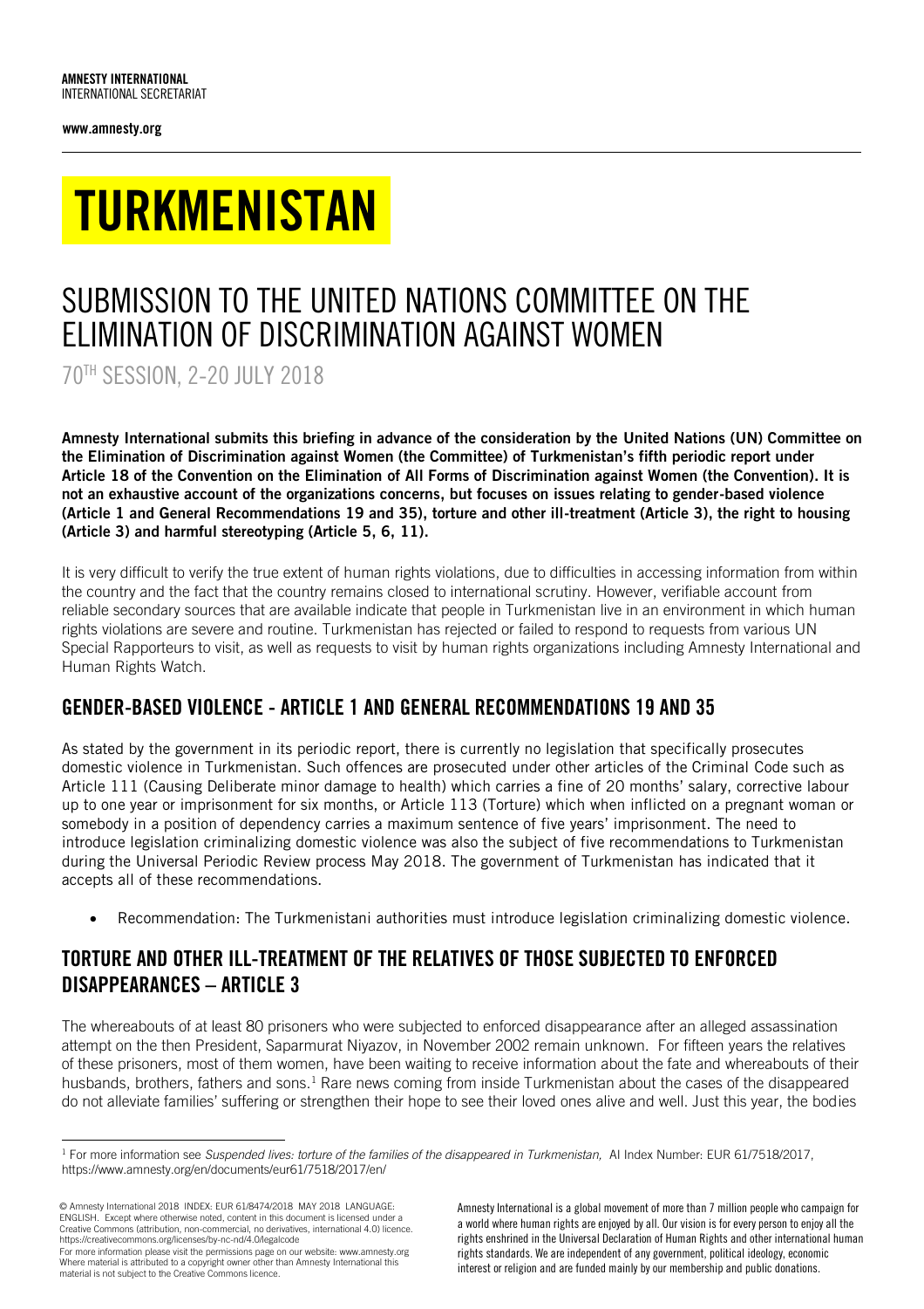**AMNESTY INTERNATIONAL**
INTERNATIONAL SECRETARIAT

**www.amnesty.org**

# TURKMENISTAN

## SUBMISSION TO THE UNITED NATIONS COMMITTEE ON THE ELIMINATION OF DISCRIMINATION AGAINST WOMEN

70TH SESSION, 2-20 JULY 2018

**Amnesty International submits this briefing in advance of the consideration by the United Nations (UN) Committee on the Elimination of Discrimination against Women (the Committee) of Turkmenistan's fifth periodic report under Article 18 of the Convention on the Elimination of All Forms of Discrimination against Women (the Convention). It is not an exhaustive account of the organizations concerns, but focuses on issues relating to gender-based violence (Article 1 and General Recommendations 19 and 35), torture and other ill-treatment (Article 3), the right to housing (Article 3) and harmful stereotyping (Article 5, 6, 11).**

It is very difficult to verify the true extent of human rights violations, due to difficulties in accessing information from within the country and the fact that the country remains closed to international scrutiny. However, verifiable account from reliable secondary sources that are available indicate that people in Turkmenistan live in an environment in which human rights violations are severe and routine. Turkmenistan has rejected or failed to respond to requests from various UN Special Rapporteurs to visit, as well as requests to visit by human rights organizations including Amnesty International and Human Rights Watch.

## GENDER-BASED VIOLENCE - ARTICLE 1 AND GENERAL RECOMMENDATIONS 19 AND 35

As stated by the government in its periodic report, there is currently no legislation that specifically prosecutes domestic violence in Turkmenistan. Such offences are prosecuted under other articles of the Criminal Code such as Article 111 (Causing Deliberate minor damage to health) which carries a fine of 20 months' salary, corrective labour up to one year or imprisonment for six months, or Article 113 (Torture) which when inflicted on a pregnant woman or somebody in a position of dependency carries a maximum sentence of five years' imprisonment. The need to introduce legislation criminalizing domestic violence was also the subject of five recommendations to Turkmenistan during the Universal Periodic Review process May 2018. The government of Turkmenistan has indicated that it accepts all of these recommendations.

- Recommendation: The Turkmenistani authorities must introduce legislation criminalizing domestic violence.

## TORTURE AND OTHER ILL-TREATMENT OF THE RELATIVES OF THOSE SUBJECTED TO ENFORCED DISAPPEARANCES – ARTICLE 3

The whereabouts of at least 80 prisoners who were subjected to enforced disappearance after an alleged assassination attempt on the then President, Saparmurat Niyazov, in November 2002 remain unknown. For fifteen years the relatives of these prisoners, most of them women, have been waiting to receive information about the fate and whereabouts of their husbands, brothers, fathers and sons.[1] Rare news coming from inside Turkmenistan about the cases of the disappeared do not alleviate families' suffering or strengthen their hope to see their loved ones alive and well. Just this year, the bodies

[1] For more information see *Suspended lives: torture of the families of the disappeared in Turkmenistan,* AI Index Number: EUR 61/7518/2017, https://www.amnesty.org/en/documents/eur61/7518/2017/en/

© Amnesty International 2018 INDEX: EUR 61/8474/2018 MAY 2018 LANGUAGE: ENGLISH. Except where otherwise noted, content in this document is licensed under a Creative Commons (attribution, non-commercial, no derivatives, international 4.0) licence. https://creativecommons.org/licenses/by-nc-nd/4.0/legalcode
For more information please visit the permissions page on our website: www.amnesty.org
Where material is attributed to a copyright owner other than Amnesty International this material is not subject to the Creative Commons licence.

Amnesty International is a global movement of more than 7 million people who campaign for a world where human rights are enjoyed by all. Our vision is for every person to enjoy all the rights enshrined in the Universal Declaration of Human Rights and other international human rights standards. We are independent of any government, political ideology, economic interest or religion and are funded mainly by our membership and public donations.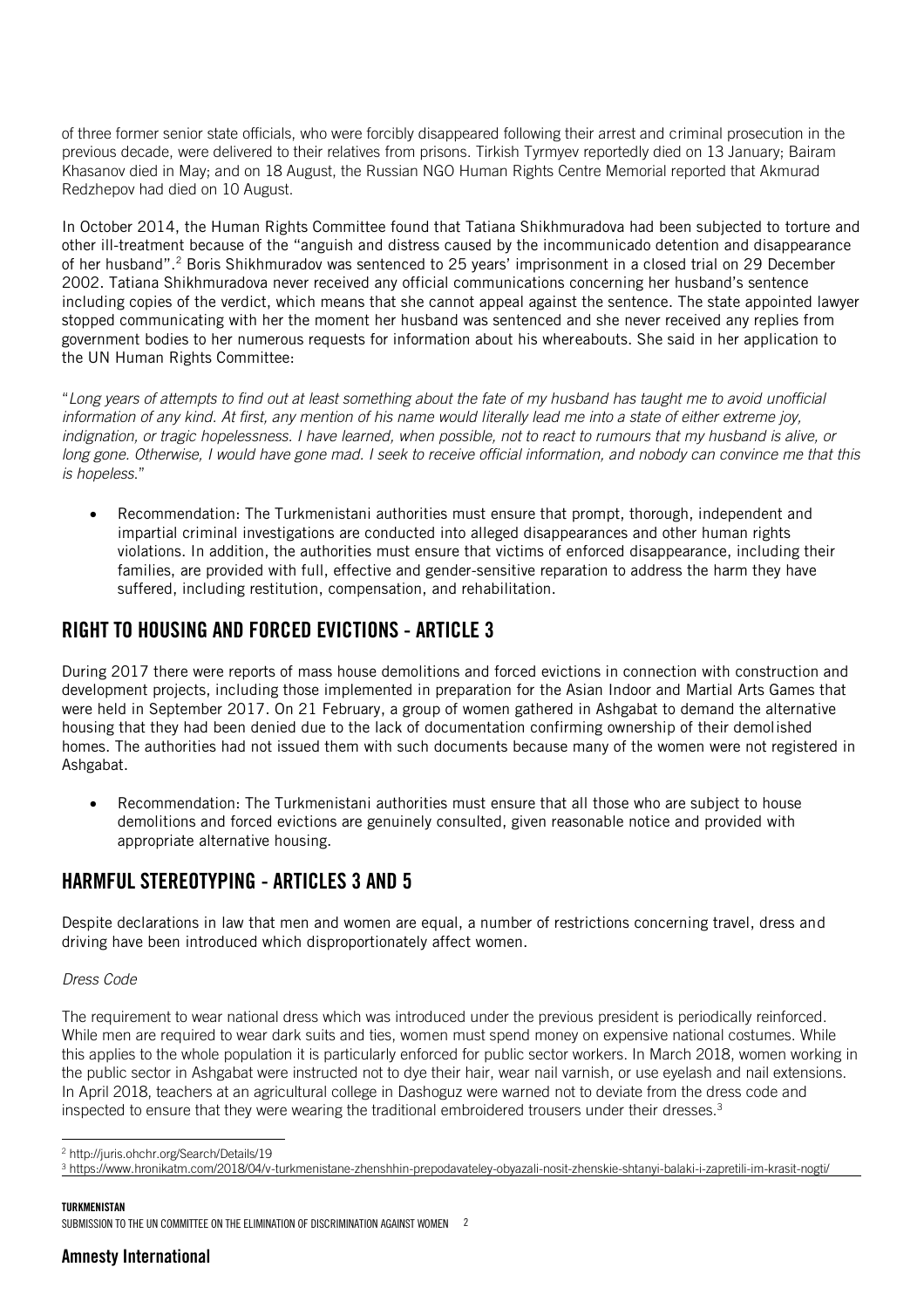of three former senior state officials, who were forcibly disappeared following their arrest and criminal prosecution in the previous decade, were delivered to their relatives from prisons. Tirkish Tyrmyev reportedly died on 13 January; Bairam Khasanov died in May; and on 18 August, the Russian NGO Human Rights Centre Memorial reported that Akmurad Redzhepov had died on 10 August.

In October 2014, the Human Rights Committee found that Tatiana Shikhmuradova had been subjected to torture and other ill-treatment because of the "anguish and distress caused by the incommunicado detention and disappearance of her husband".[2] Boris Shikhmuradov was sentenced to 25 years' imprisonment in a closed trial on 29 December 2002. Tatiana Shikhmuradova never received any official communications concerning her husband's sentence including copies of the verdict, which means that she cannot appeal against the sentence. The state appointed lawyer stopped communicating with her the moment her husband was sentenced and she never received any replies from government bodies to her numerous requests for information about his whereabouts. She said in her application to the UN Human Rights Committee:

"*Long years of attempts to find out at least something about the fate of my husband has taught me to avoid unofficial information of any kind. At first, any mention of his name would literally lead me into a state of either extreme joy, indignation, or tragic hopelessness. I have learned, when possible, not to react to rumours that my husband is alive, or long gone. Otherwise, I would have gone mad. I seek to receive official information, and nobody can convince me that this is hopeless.*"

- Recommendation: The Turkmenistani authorities must ensure that prompt, thorough, independent and impartial criminal investigations are conducted into alleged disappearances and other human rights violations. In addition, the authorities must ensure that victims of enforced disappearance, including their families, are provided with full, effective and gender-sensitive reparation to address the harm they have suffered, including restitution, compensation, and rehabilitation.

## RIGHT TO HOUSING AND FORCED EVICTIONS - ARTICLE 3

During 2017 there were reports of mass house demolitions and forced evictions in connection with construction and development projects, including those implemented in preparation for the Asian Indoor and Martial Arts Games that were held in September 2017. On 21 February, a group of women gathered in Ashgabat to demand the alternative housing that they had been denied due to the lack of documentation confirming ownership of their demolished homes. The authorities had not issued them with such documents because many of the women were not registered in Ashgabat.

- Recommendation: The Turkmenistani authorities must ensure that all those who are subject to house demolitions and forced evictions are genuinely consulted, given reasonable notice and provided with appropriate alternative housing.

## HARMFUL STEREOTYPING - ARTICLES 3 AND 5

Despite declarations in law that men and women are equal, a number of restrictions concerning travel, dress and driving have been introduced which disproportionately affect women.

*Dress Code*

The requirement to wear national dress which was introduced under the previous president is periodically reinforced. While men are required to wear dark suits and ties, women must spend money on expensive national costumes. While this applies to the whole population it is particularly enforced for public sector workers. In March 2018, women working in the public sector in Ashgabat were instructed not to dye their hair, wear nail varnish, or use eyelash and nail extensions. In April 2018, teachers at an agricultural college in Dashoguz were warned not to deviate from the dress code and inspected to ensure that they were wearing the traditional embroidered trousers under their dresses.[3]

[2] http://juris.ohchr.org/Search/Details/19

[3] https://www.hronikatm.com/2018/04/v-turkmenistane-zhenshhin-prepodavateley-obyazali-nosit-zhenskie-shtanyi-balaki-i-zapretili-im-krasit-nogti/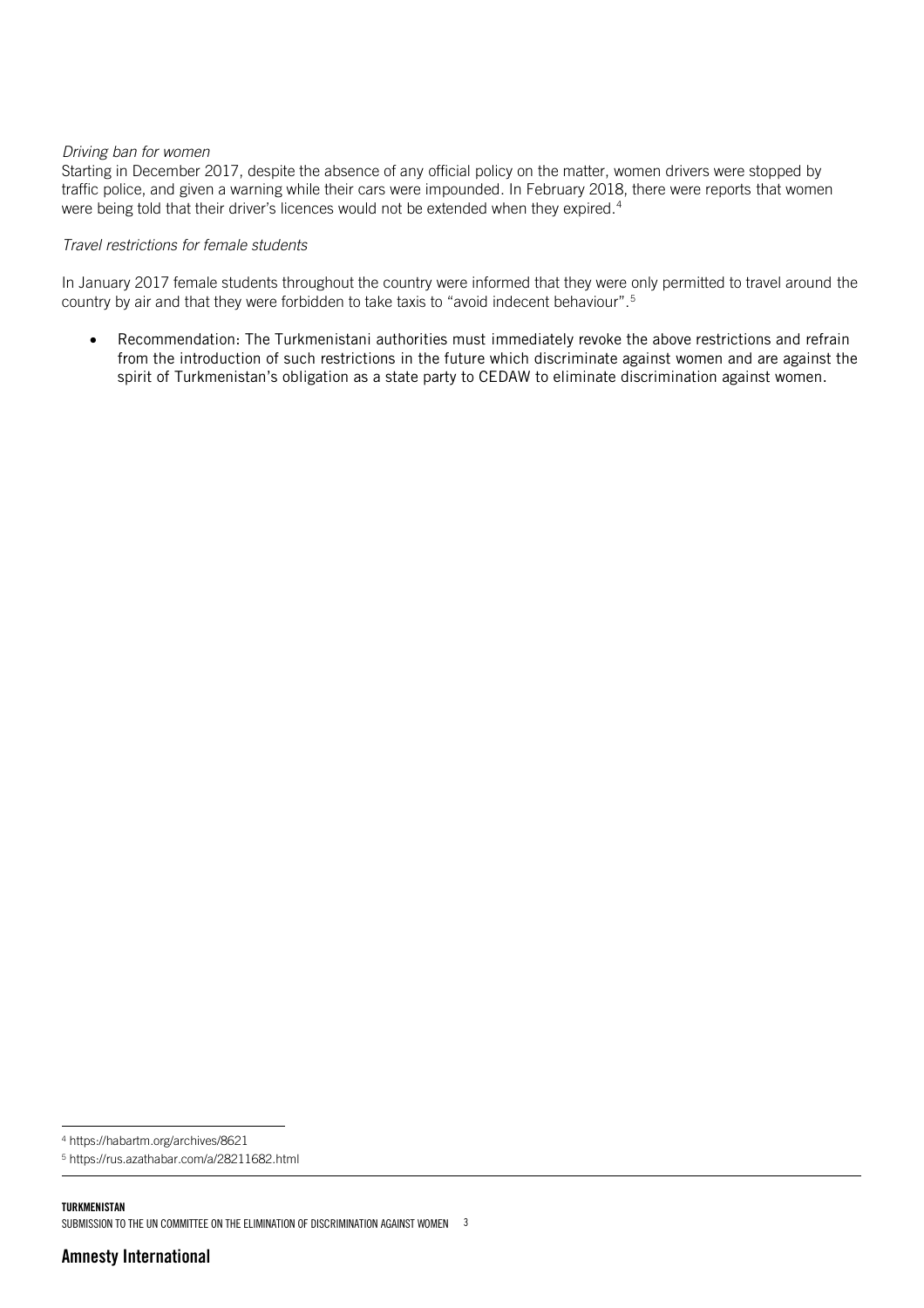*Driving ban for women*

Starting in December 2017, despite the absence of any official policy on the matter, women drivers were stopped by traffic police, and given a warning while their cars were impounded. In February 2018, there were reports that women were being told that their driver's licences would not be extended when they expired.[4]

*Travel restrictions for female students*

In January 2017 female students throughout the country were informed that they were only permitted to travel around the country by air and that they were forbidden to take taxis to "avoid indecent behaviour".[5]

- Recommendation: The Turkmenistani authorities must immediately revoke the above restrictions and refrain from the introduction of such restrictions in the future which discriminate against women and are against the spirit of Turkmenistan's obligation as a state party to CEDAW to eliminate discrimination against women.

[4] https://habartm.org/archives/8621

[5] https://rus.azathabar.com/a/28211682.html